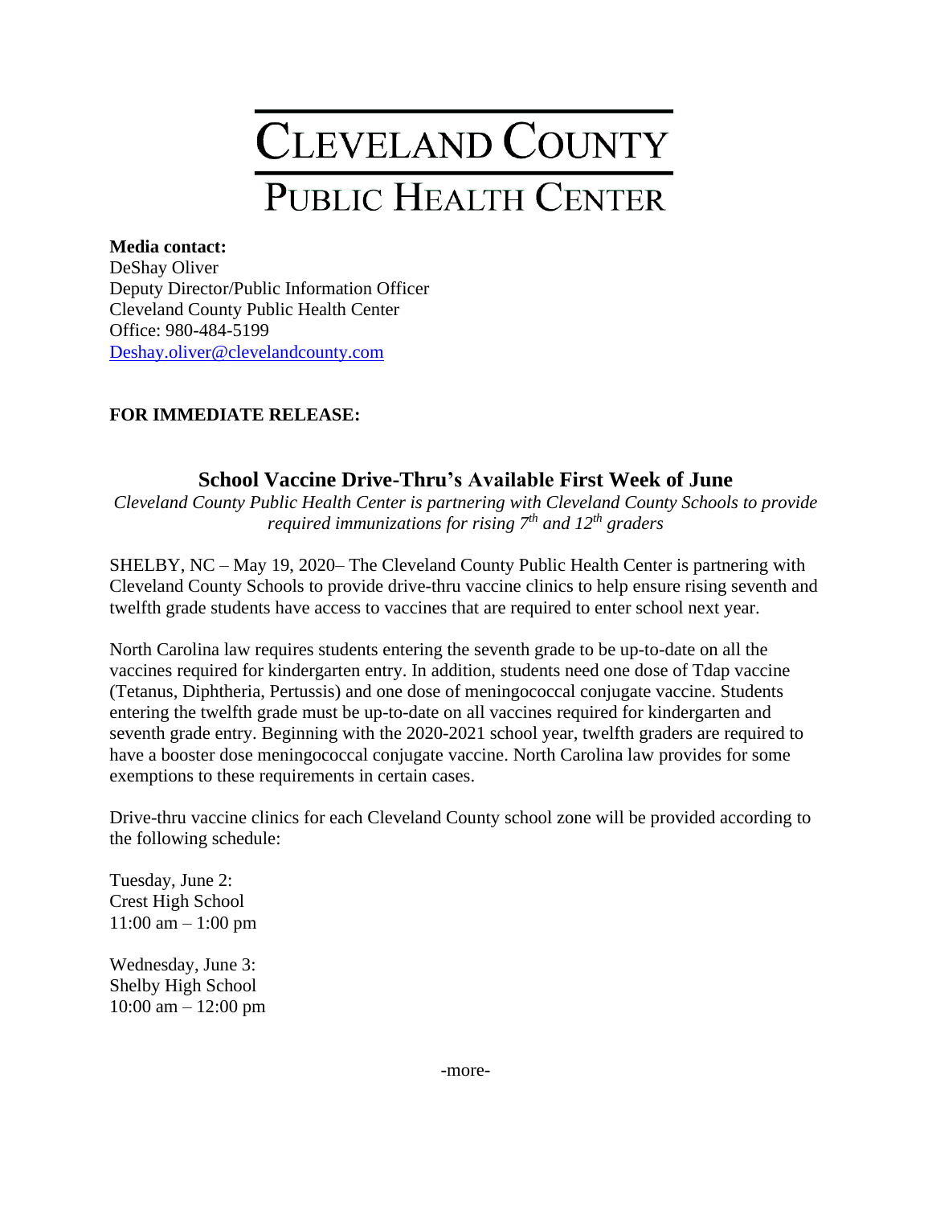# Cleveland County Public Health Center

**Media contact:**
DeShay Oliver
Deputy Director/Public Information Officer
Cleveland County Public Health Center
Office: 980-484-5199
Deshay.oliver@clevelandcounty.com

**FOR IMMEDIATE RELEASE:**

## School Vaccine Drive-Thru's Available First Week of June

*Cleveland County Public Health Center is partnering with Cleveland County Schools to provide required immunizations for rising 7th and 12th graders*

SHELBY, NC – May 19, 2020– The Cleveland County Public Health Center is partnering with Cleveland County Schools to provide drive-thru vaccine clinics to help ensure rising seventh and twelfth grade students have access to vaccines that are required to enter school next year.

North Carolina law requires students entering the seventh grade to be up-to-date on all the vaccines required for kindergarten entry. In addition, students need one dose of Tdap vaccine (Tetanus, Diphtheria, Pertussis) and one dose of meningococcal conjugate vaccine. Students entering the twelfth grade must be up-to-date on all vaccines required for kindergarten and seventh grade entry. Beginning with the 2020-2021 school year, twelfth graders are required to have a booster dose meningococcal conjugate vaccine. North Carolina law provides for some exemptions to these requirements in certain cases.

Drive-thru vaccine clinics for each Cleveland County school zone will be provided according to the following schedule:

Tuesday, June 2:
Crest High School
11:00 am – 1:00 pm

Wednesday, June 3:
Shelby High School
10:00 am – 12:00 pm

-more-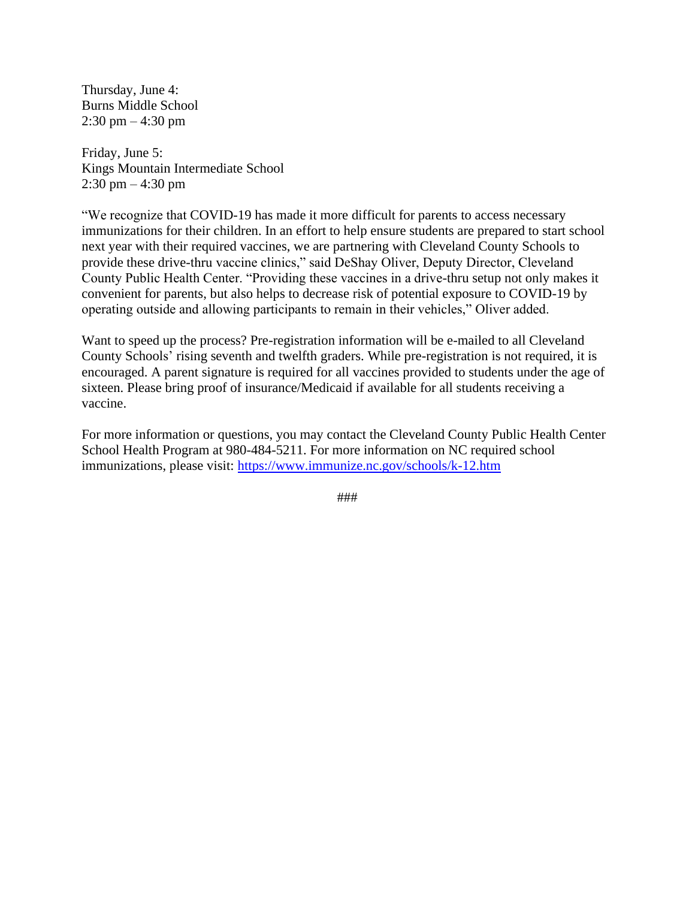Thursday, June 4:
Burns Middle School
2:30 pm – 4:30 pm

Friday, June 5:
Kings Mountain Intermediate School
2:30 pm – 4:30 pm

"We recognize that COVID-19 has made it more difficult for parents to access necessary immunizations for their children. In an effort to help ensure students are prepared to start school next year with their required vaccines, we are partnering with Cleveland County Schools to provide these drive-thru vaccine clinics," said DeShay Oliver, Deputy Director, Cleveland County Public Health Center. "Providing these vaccines in a drive-thru setup not only makes it convenient for parents, but also helps to decrease risk of potential exposure to COVID-19 by operating outside and allowing participants to remain in their vehicles," Oliver added.

Want to speed up the process? Pre-registration information will be e-mailed to all Cleveland County Schools' rising seventh and twelfth graders. While pre-registration is not required, it is encouraged. A parent signature is required for all vaccines provided to students under the age of sixteen. Please bring proof of insurance/Medicaid if available for all students receiving a vaccine.

For more information or questions, you may contact the Cleveland County Public Health Center School Health Program at 980-484-5211. For more information on NC required school immunizations, please visit: https://www.immunize.nc.gov/schools/k-12.htm

###